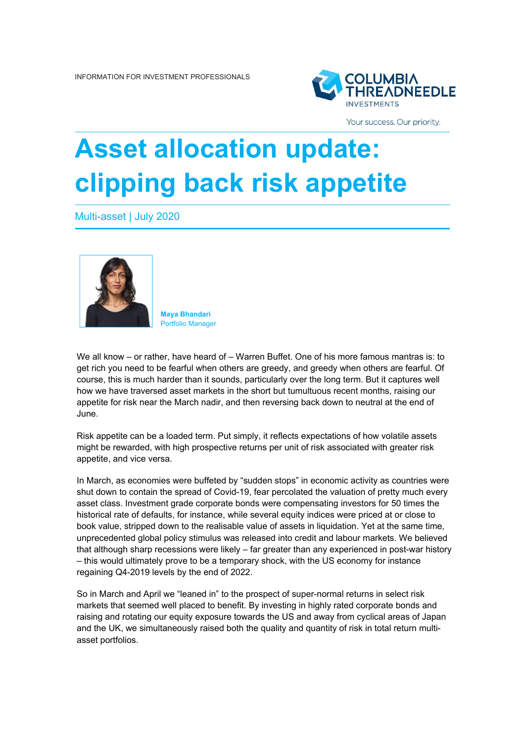INFORMATION FOR INVESTMENT PROFESSIONALS

# Asset allocation update: clipping back risk appetite

Multi-asset | July 2020

**Maya Bhandari**
Portfolio Manager

We all know – or rather, have heard of – Warren Buffet. One of his more famous mantras is: to get rich you need to be fearful when others are greedy, and greedy when others are fearful. Of course, this is much harder than it sounds, particularly over the long term. But it captures well how we have traversed asset markets in the short but tumultuous recent months, raising our appetite for risk near the March nadir, and then reversing back down to neutral at the end of June.

Risk appetite can be a loaded term. Put simply, it reflects expectations of how volatile assets might be rewarded, with high prospective returns per unit of risk associated with greater risk appetite, and vice versa.

In March, as economies were buffeted by "sudden stops" in economic activity as countries were shut down to contain the spread of Covid-19, fear percolated the valuation of pretty much every asset class. Investment grade corporate bonds were compensating investors for 50 times the historical rate of defaults, for instance, while several equity indices were priced at or close to book value, stripped down to the realisable value of assets in liquidation. Yet at the same time, unprecedented global policy stimulus was released into credit and labour markets. We believed that although sharp recessions were likely – far greater than any experienced in post-war history – this would ultimately prove to be a temporary shock, with the US economy for instance regaining Q4-2019 levels by the end of 2022.

So in March and April we "leaned in" to the prospect of super-normal returns in select risk markets that seemed well placed to benefit. By investing in highly rated corporate bonds and raising and rotating our equity exposure towards the US and away from cyclical areas of Japan and the UK, we simultaneously raised both the quality and quantity of risk in total return multi-asset portfolios.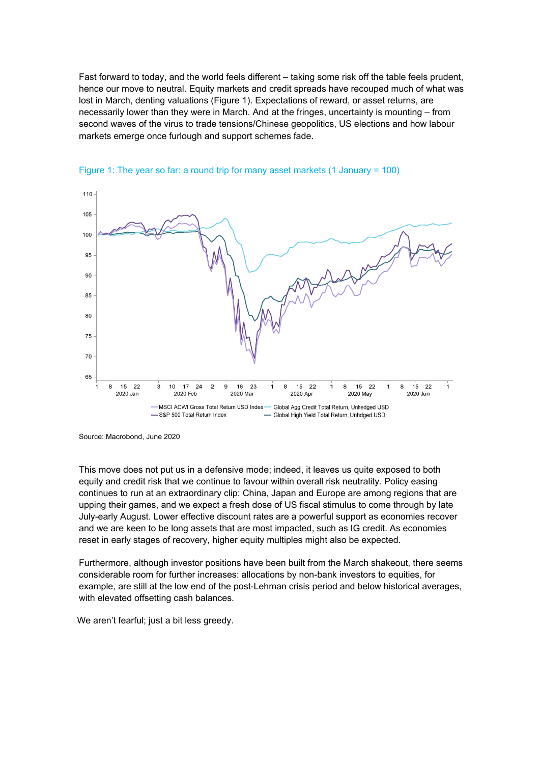Fast forward to today, and the world feels different – taking some risk off the table feels prudent, hence our move to neutral. Equity markets and credit spreads have recouped much of what was lost in March, denting valuations (Figure 1). Expectations of reward, or asset returns, are necessarily lower than they were in March. And at the fringes, uncertainty is mounting – from second waves of the virus to trade tensions/Chinese geopolitics, US elections and how labour markets emerge once furlough and support schemes fade.

Figure 1: The year so far: a round trip for many asset markets (1 January = 100)

Source: Macrobond, June 2020

This move does not put us in a defensive mode; indeed, it leaves us quite exposed to both equity and credit risk that we continue to favour within overall risk neutrality. Policy easing continues to run at an extraordinary clip: China, Japan and Europe are among regions that are upping their games, and we expect a fresh dose of US fiscal stimulus to come through by late July-early August. Lower effective discount rates are a powerful support as economies recover and we are keen to be long assets that are most impacted, such as IG credit. As economies reset in early stages of recovery, higher equity multiples might also be expected.

Furthermore, although investor positions have been built from the March shakeout, there seems considerable room for further increases: allocations by non-bank investors to equities, for example, are still at the low end of the post-Lehman crisis period and below historical averages, with elevated offsetting cash balances.

We aren't fearful; just a bit less greedy.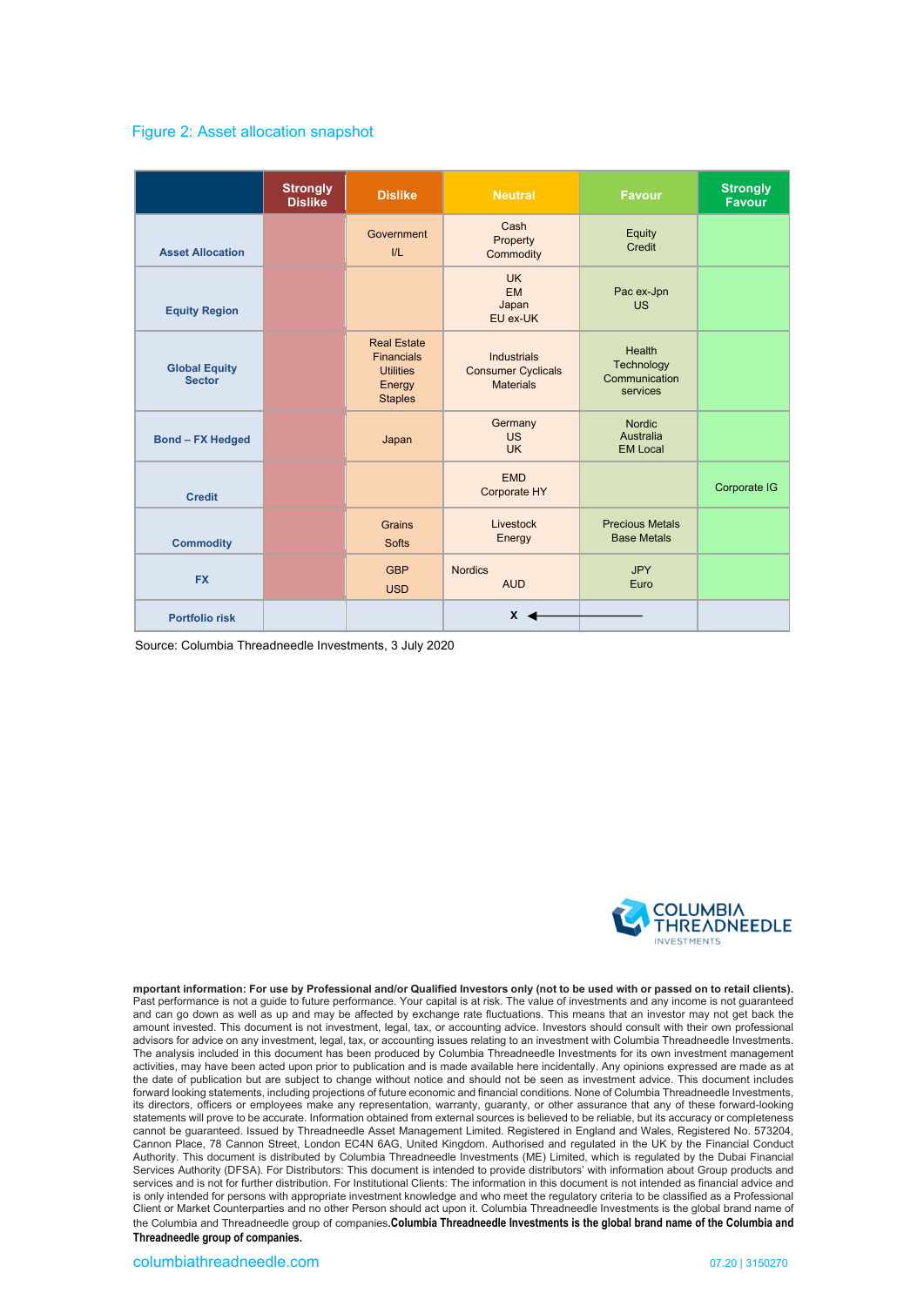## Figure 2: Asset allocation snapshot

| | Strongly Dislike | Dislike | Neutral | Favour | Strongly Favour |
|---|---|---|---|---|---|
| Asset Allocation | | Government<br>I/L | Cash<br>Property<br>Commodity | Equity<br>Credit | |
| Equity Region | | | UK<br>EM<br>Japan<br>EU ex-UK | Pac ex-Jpn<br>US | |
| Global Equity Sector | | Real Estate<br>Financials<br>Utilities<br>Energy<br>Staples | Industrials<br>Consumer Cyclicals<br>Materials | Health<br>Technology<br>Communication services | |
| Bond – FX Hedged | | Japan | Germany<br>US<br>UK | Nordic<br>Australia<br>EM Local | |
| Credit | | | EMD<br>Corporate HY | | Corporate IG |
| Commodity | | Grains<br>Softs | Livestock<br>Energy | Precious Metals<br>Base Metals | |
| FX | | GBP<br>USD | Nordics<br>AUD | JPY<br>Euro | |
| Portfolio risk | | | X ← | ← | |

Source: Columbia Threadneedle Investments, 3 July 2020

**mportant information: For use by Professional and/or Qualified Investors only (not to be used with or passed on to retail clients).** Past performance is not a guide to future performance. Your capital is at risk. The value of investments and any income is not guaranteed and can go down as well as up and may be affected by exchange rate fluctuations. This means that an investor may not get back the amount invested. This document is not investment, legal, tax, or accounting advice. Investors should consult with their own professional advisors for advice on any investment, legal, tax, or accounting issues relating to an investment with Columbia Threadneedle Investments. The analysis included in this document has been produced by Columbia Threadneedle Investments for its own investment management activities, may have been acted upon prior to publication and is made available here incidentally. Any opinions expressed are made as at the date of publication but are subject to change without notice and should not be seen as investment advice. This document includes forward looking statements, including projections of future economic and financial conditions. None of Columbia Threadneedle Investments, its directors, officers or employees make any representation, warranty, guaranty, or other assurance that any of these forward-looking statements will prove to be accurate. Information obtained from external sources is believed to be reliable, but its accuracy or completeness cannot be guaranteed. Issued by Threadneedle Asset Management Limited. Registered in England and Wales, Registered No. 573204, Cannon Place, 78 Cannon Street, London EC4N 6AG, United Kingdom. Authorised and regulated in the UK by the Financial Conduct Authority. This document is distributed by Columbia Threadneedle Investments (ME) Limited, which is regulated by the Dubai Financial Services Authority (DFSA). For Distributors: This document is intended to provide distributors' with information about Group products and services and is not for further distribution. For Institutional Clients: The information in this document is not intended as financial advice and is only intended for persons with appropriate investment knowledge and who meet the regulatory criteria to be classified as a Professional Client or Market Counterparties and no other Person should act upon it. Columbia Threadneedle Investments is the global brand name of the Columbia and Threadneedle group of companies.**Columbia Threadneedle Investments is the global brand name of the Columbia and Threadneedle group of companies.**

columbiathreadneedle.com

07.20 | 3150270